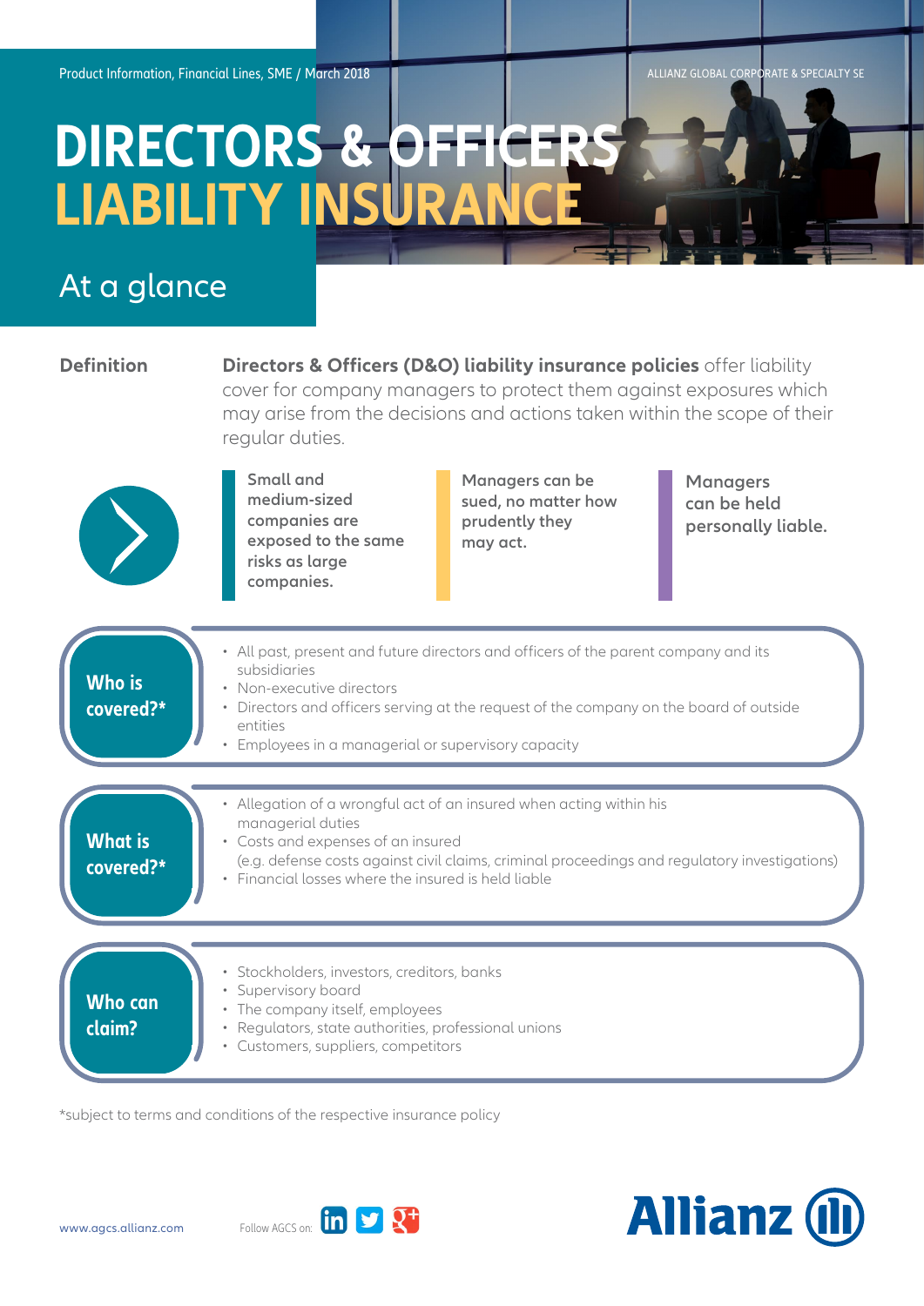Product Information, Financial Lines, SME / March 2018

ALLIANZ GLOBAL CORPORATE & SPECIALTY SE

# DIRECTORS & OFFICERS LIABILITY INSURANCE

## At a glance

**Definition**

**Directors & Officers (D&O) liability insurance policies** offer liability cover for company managers to protect them against exposures which may arise from the decisions and actions taken within the scope of their regular duties.

**Small and medium-sized companies are exposed to the same risks as large companies.**

**Managers can be sued, no matter how prudently they may act.**

**Managers can be held personally liable.**

### Who is covered?*

- All past, present and future directors and officers of the parent company and its subsidiaries
- Non-executive directors
- Directors and officers serving at the request of the company on the board of outside entities
- Employees in a managerial or supervisory capacity

### What is covered?*

- Allegation of a wrongful act of an insured when acting within his managerial duties
- Costs and expenses of an insured (e.g. defense costs against civil claims, criminal proceedings and regulatory investigations)
- Financial losses where the insured is held liable

### Who can claim?

- Stockholders, investors, creditors, banks
- Supervisory board
- The company itself, employees
- Regulators, state authorities, professional unions
- Customers, suppliers, competitors

*subject to terms and conditions of the respective insurance policy

www.agcs.allianz.com

Follow AGCS on:

Allianz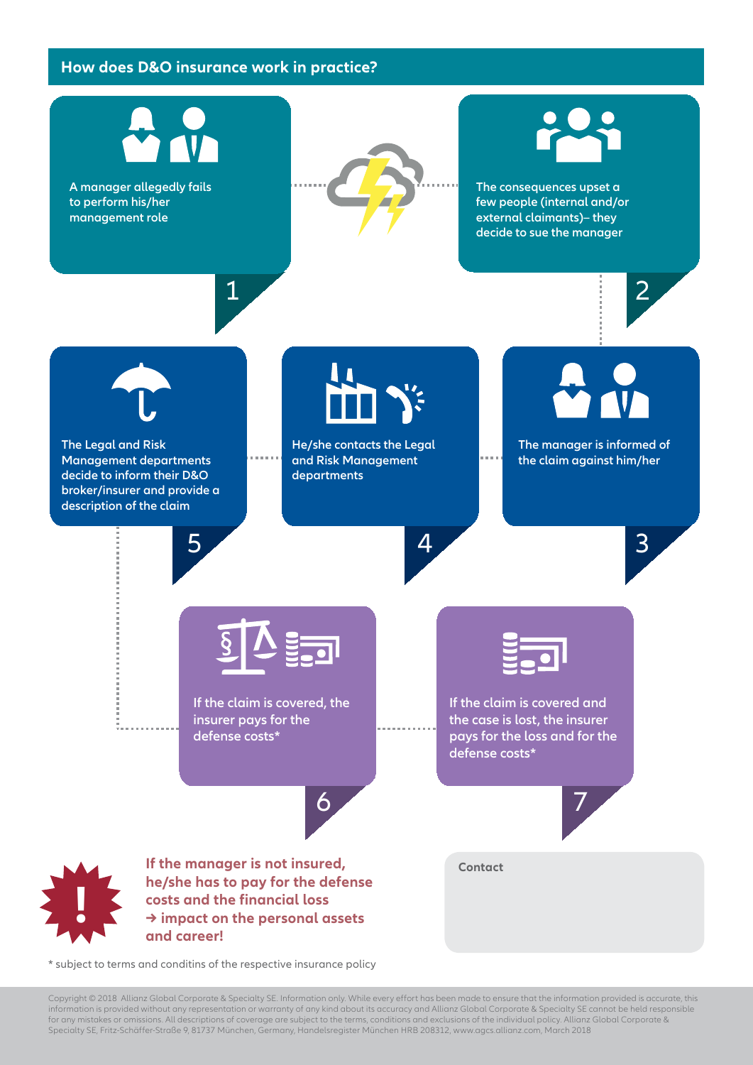## How does D&O insurance work in practice?

1. A manager allegedly fails to perform his/her management role

2. The consequences upset a few people (internal and/or external claimants)– they decide to sue the manager

3. The manager is informed of the claim against him/her

4. He/she contacts the Legal and Risk Management departments

5. The Legal and Risk Management departments decide to inform their D&O broker/insurer and provide a description of the claim

6. If the claim is covered, the insurer pays for the defense costs*

7. If the claim is covered and the case is lost, the insurer pays for the loss and for the defense costs*

**If the manager is not insured, he/she has to pay for the defense costs and the financial loss → impact on the personal assets and career!**

**Contact**

* subject to terms and conditins of the respective insurance policy

Copyright © 2018 Allianz Global Corporate & Specialty SE. Information only. While every effort has been made to ensure that the information provided is accurate, this information is provided without any representation or warranty of any kind about its accuracy and Allianz Global Corporate & Specialty SE cannot be held responsible for any mistakes or omissions. All descriptions of coverage are subject to the terms, conditions and exclusions of the individual policy. Allianz Global Corporate & Specialty SE, Fritz-Schäffer-Straße 9, 81737 München, Germany, Handelsregister München HRB 208312, www.agcs.allianz.com, March 2018